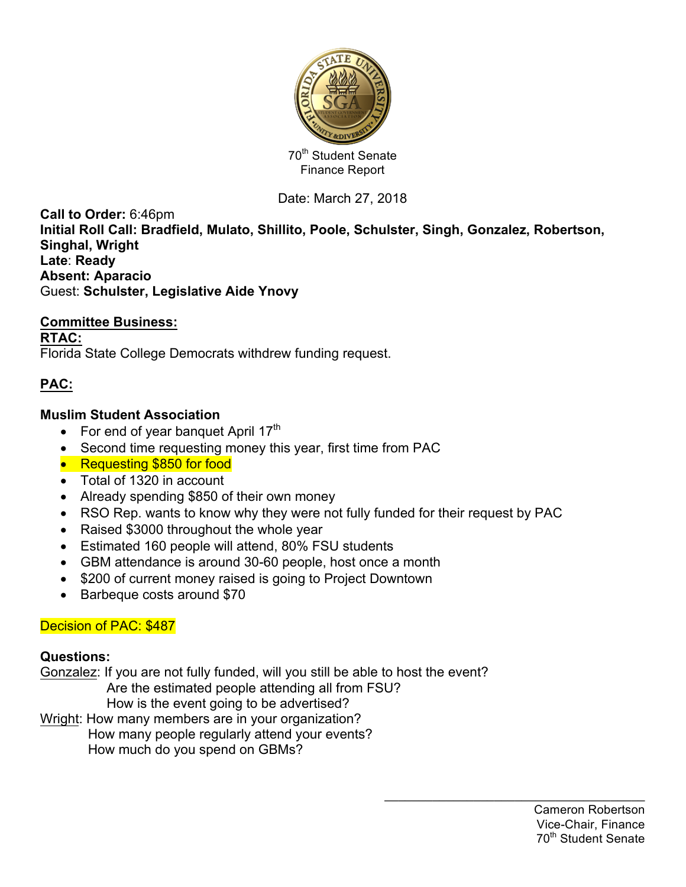70th Student Senate
Finance Report

Date: March 27, 2018

**Call to Order:** 6:46pm
**Initial Roll Call: Bradfield, Mulato, Shillito, Poole, Schulster, Singh, Gonzalez, Robertson, Singhal, Wright**
**Late**: **Ready**
**Absent: Aparacio**
Guest: **Schulster, Legislative Aide Ynovy**

**Committee Business:**

**RTAC:**

Florida State College Democrats withdrew funding request.

**PAC:**

**Muslim Student Association**

- For end of year banquet April 17th
- Second time requesting money this year, first time from PAC
- Requesting $850 for food
- Total of 1320 in account
- Already spending $850 of their own money
- RSO Rep. wants to know why they were not fully funded for their request by PAC
- Raised $3000 throughout the whole year
- Estimated 160 people will attend, 80% FSU students
- GBM attendance is around 30-60 people, host once a month
- $200 of current money raised is going to Project Downtown
- Barbeque costs around $70

Decision of PAC: $487

**Questions:**

Gonzalez: If you are not fully funded, will you still be able to host the event?
Are the estimated people attending all from FSU?
How is the event going to be advertised?

Wright: How many members are in your organization?
How many people regularly attend your events?
How much do you spend on GBMs?

Cameron Robertson
Vice-Chair, Finance
70th Student Senate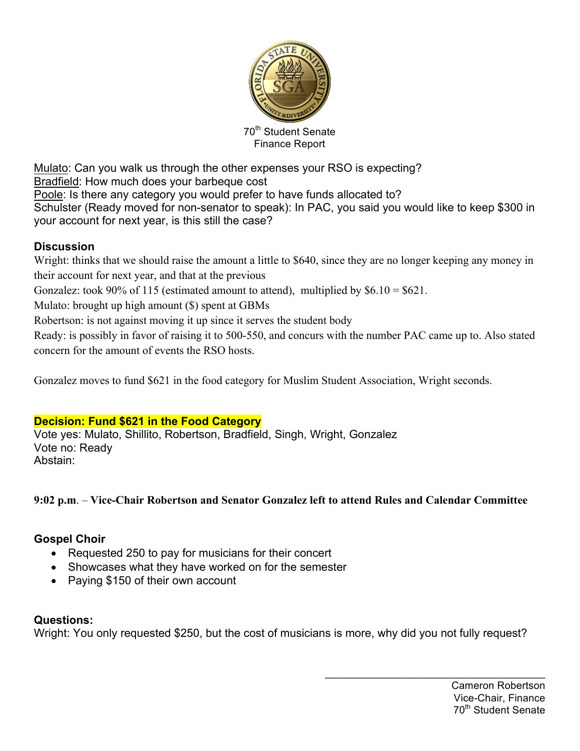70th Student Senate
Finance Report

Mulato: Can you walk us through the other expenses your RSO is expecting?
Bradfield: How much does your barbeque cost
Poole: Is there any category you would prefer to have funds allocated to?
Schulster (Ready moved for non-senator to speak): In PAC, you said you would like to keep $300 in your account for next year, is this still the case?

**Discussion**

Wright: thinks that we should raise the amount a little to $640, since they are no longer keeping any money in their account for next year, and that at the previous
Gonzalez: took 90% of 115 (estimated amount to attend), multiplied by $6.10 = $621.
Mulato: brought up high amount ($) spent at GBMs
Robertson: is not against moving it up since it serves the student body
Ready: is possibly in favor of raising it to 500-550, and concurs with the number PAC came up to. Also stated concern for the amount of events the RSO hosts.

Gonzalez moves to fund $621 in the food category for Muslim Student Association, Wright seconds.

**Decision: Fund $621 in the Food Category**
Vote yes: Mulato, Shillito, Robertson, Bradfield, Singh, Wright, Gonzalez
Vote no: Ready
Abstain:

**9:02 p.m. – Vice-Chair Robertson and Senator Gonzalez left to attend Rules and Calendar Committee**

**Gospel Choir**

- Requested 250 to pay for musicians for their concert
- Showcases what they have worked on for the semester
- Paying $150 of their own account

**Questions:**
Wright: You only requested $250, but the cost of musicians is more, why did you not fully request?

Cameron Robertson
Vice-Chair, Finance
70th Student Senate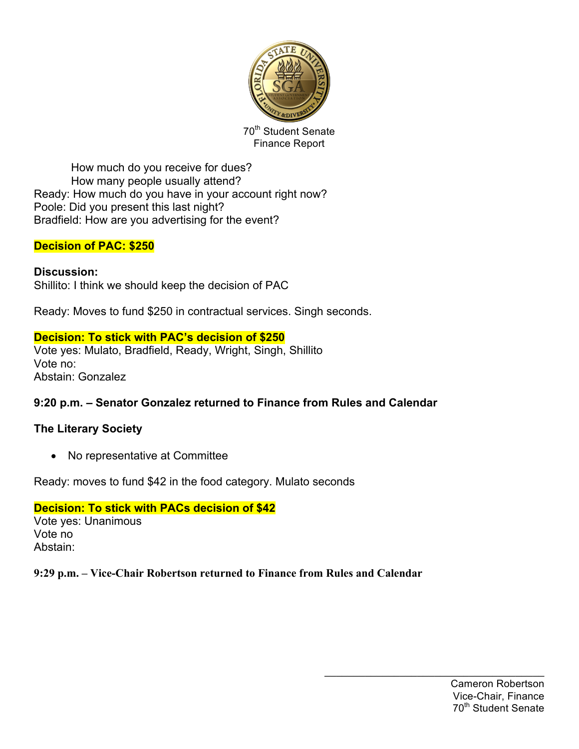70th Student Senate
Finance Report

How much do you receive for dues?
How many people usually attend?

Ready: How much do you have in your account right now?
Poole: Did you present this last night?
Bradfield: How are you advertising for the event?

**Decision of PAC: $250**

**Discussion:**
Shillito: I think we should keep the decision of PAC

Ready: Moves to fund $250 in contractual services. Singh seconds.

**Decision: To stick with PAC's decision of $250**
Vote yes: Mulato, Bradfield, Ready, Wright, Singh, Shillito
Vote no:
Abstain: Gonzalez

**9:20 p.m. – Senator Gonzalez returned to Finance from Rules and Calendar**

**The Literary Society**

- No representative at Committee

Ready: moves to fund $42 in the food category. Mulato seconds

**Decision: To stick with PACs decision of $42**
Vote yes: Unanimous
Vote no
Abstain:

**9:29 p.m. – Vice-Chair Robertson returned to Finance from Rules and Calendar**

Cameron Robertson
Vice-Chair, Finance
70th Student Senate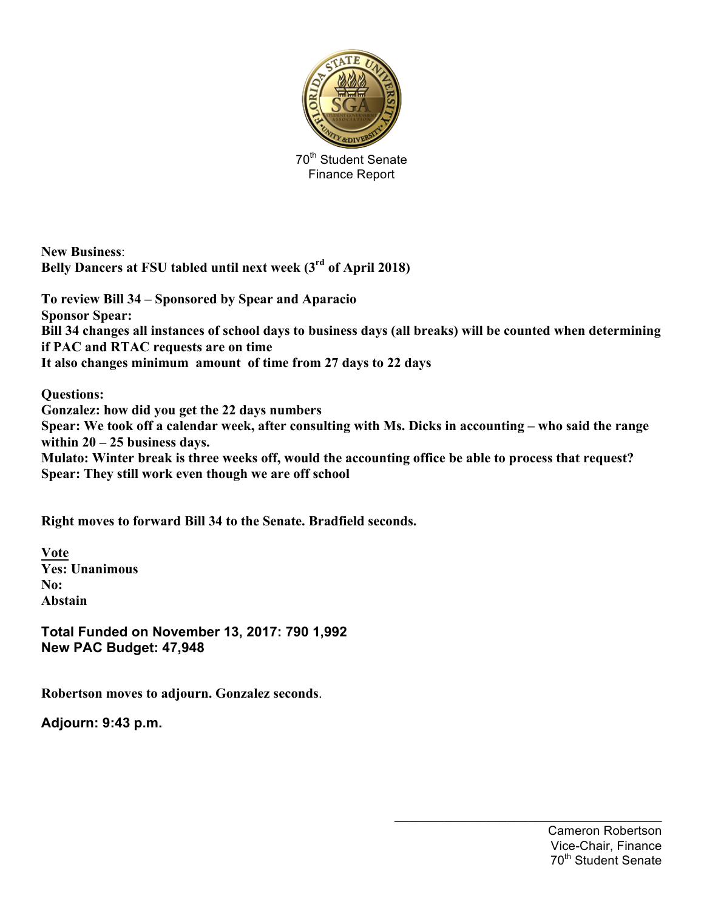70th Student Senate
Finance Report

**New Business**:
**Belly Dancers at FSU tabled until next week (3rd of April 2018)**

**To review Bill 34 – Sponsored by Spear and Aparacio**
**Sponsor Spear:**
**Bill 34 changes all instances of school days to business days (all breaks) will be counted when determining if PAC and RTAC requests are on time**
**It also changes minimum amount of time from 27 days to 22 days**

**Questions:**
**Gonzalez: how did you get the 22 days numbers**
**Spear: We took off a calendar week, after consulting with Ms. Dicks in accounting – who said the range within 20 – 25 business days.**
**Mulato: Winter break is three weeks off, would the accounting office be able to process that request?**
**Spear: They still work even though we are off school**

**Right moves to forward Bill 34 to the Senate. Bradfield seconds.**

**Vote**
**Yes: Unanimous**
**No:**
**Abstain**

**Total Funded on November 13, 2017: 790 1,992**
**New PAC Budget: 47,948**

**Robertson moves to adjourn. Gonzalez seconds**.

**Adjourn: 9:43 p.m.**

Cameron Robertson
Vice-Chair, Finance
70th Student Senate